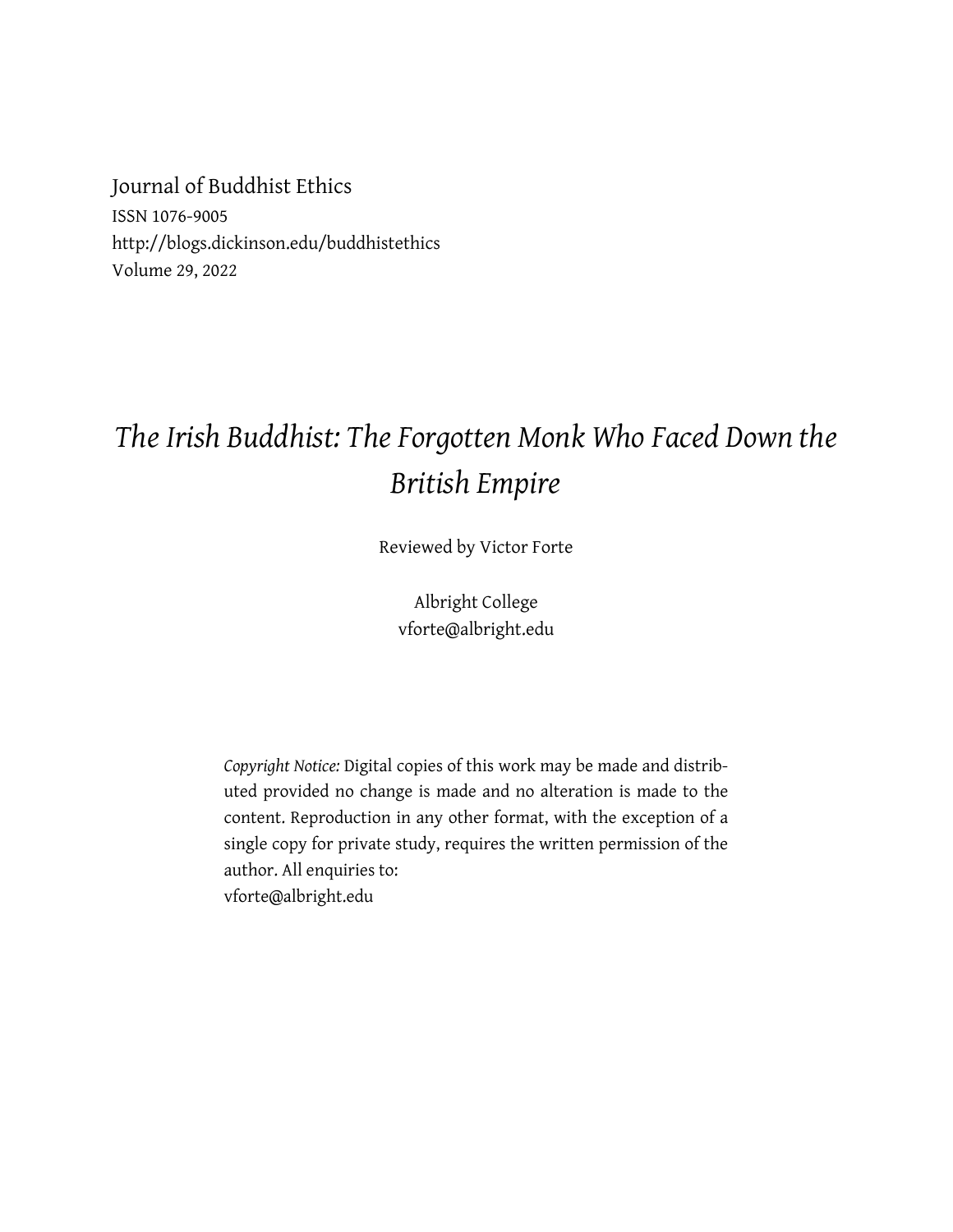Journal of Buddhist Ethics
ISSN 1076-9005
http://blogs.dickinson.edu/buddhistethics
Volume 29, 2022

# *The Irish Buddhist: The Forgotten Monk Who Faced Down the British Empire*

Reviewed by Victor Forte

Albright College
vforte@albright.edu

*Copyright Notice:* Digital copies of this work may be made and distributed provided no change is made and no alteration is made to the content. Reproduction in any other format, with the exception of a single copy for private study, requires the written permission of the author. All enquiries to:
vforte@albright.edu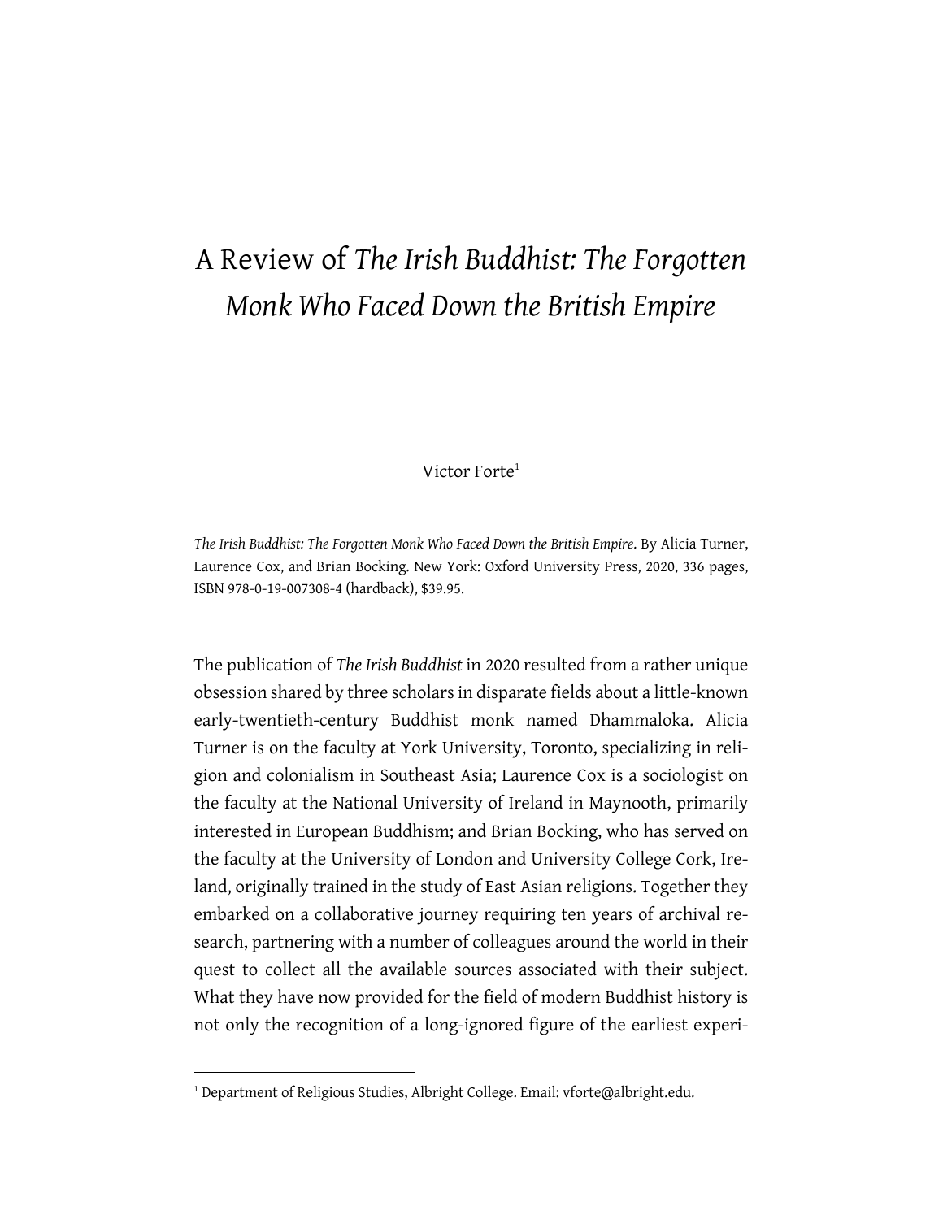# A Review of *The Irish Buddhist: The Forgotten Monk Who Faced Down the British Empire*

Victor Forte[1]

*The Irish Buddhist: The Forgotten Monk Who Faced Down the British Empire*. By Alicia Turner, Laurence Cox, and Brian Bocking. New York: Oxford University Press, 2020, 336 pages, ISBN 978-0-19-007308-4 (hardback), $39.95.

The publication of *The Irish Buddhist* in 2020 resulted from a rather unique obsession shared by three scholars in disparate fields about a little-known early-twentieth-century Buddhist monk named Dhammaloka. Alicia Turner is on the faculty at York University, Toronto, specializing in religion and colonialism in Southeast Asia; Laurence Cox is a sociologist on the faculty at the National University of Ireland in Maynooth, primarily interested in European Buddhism; and Brian Bocking, who has served on the faculty at the University of London and University College Cork, Ireland, originally trained in the study of East Asian religions. Together they embarked on a collaborative journey requiring ten years of archival research, partnering with a number of colleagues around the world in their quest to collect all the available sources associated with their subject. What they have now provided for the field of modern Buddhist history is not only the recognition of a long-ignored figure of the earliest experi-

[1] Department of Religious Studies, Albright College. Email: vforte@albright.edu.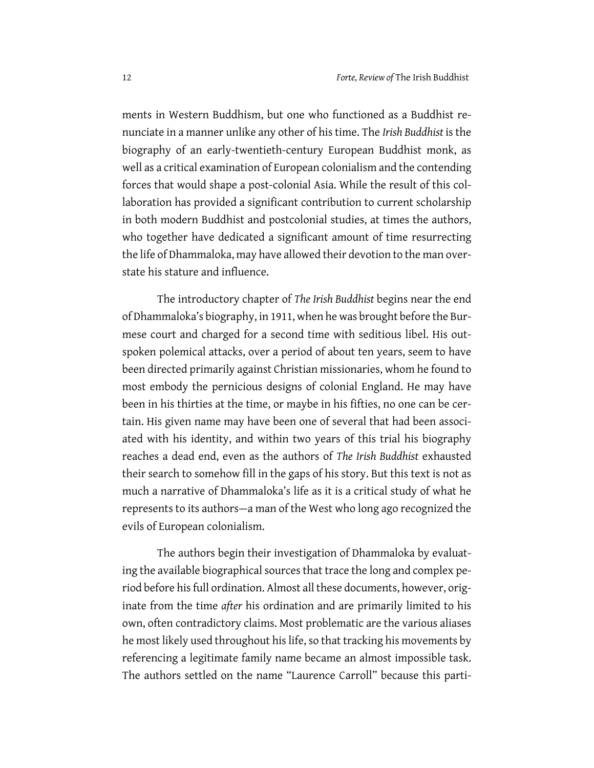ments in Western Buddhism, but one who functioned as a Buddhist renunciate in a manner unlike any other of his time. The *Irish Buddhist* is the biography of an early-twentieth-century European Buddhist monk, as well as a critical examination of European colonialism and the contending forces that would shape a post-colonial Asia. While the result of this collaboration has provided a significant contribution to current scholarship in both modern Buddhist and postcolonial studies, at times the authors, who together have dedicated a significant amount of time resurrecting the life of Dhammaloka, may have allowed their devotion to the man overstate his stature and influence.

The introductory chapter of *The Irish Buddhist* begins near the end of Dhammaloka's biography, in 1911, when he was brought before the Burmese court and charged for a second time with seditious libel. His outspoken polemical attacks, over a period of about ten years, seem to have been directed primarily against Christian missionaries, whom he found to most embody the pernicious designs of colonial England. He may have been in his thirties at the time, or maybe in his fifties, no one can be certain. His given name may have been one of several that had been associated with his identity, and within two years of this trial his biography reaches a dead end, even as the authors of *The Irish Buddhist* exhausted their search to somehow fill in the gaps of his story. But this text is not as much a narrative of Dhammaloka's life as it is a critical study of what he represents to its authors—a man of the West who long ago recognized the evils of European colonialism.

The authors begin their investigation of Dhammaloka by evaluating the available biographical sources that trace the long and complex period before his full ordination. Almost all these documents, however, originate from the time *after* his ordination and are primarily limited to his own, often contradictory claims. Most problematic are the various aliases he most likely used throughout his life, so that tracking his movements by referencing a legitimate family name became an almost impossible task. The authors settled on the name "Laurence Carroll" because this parti-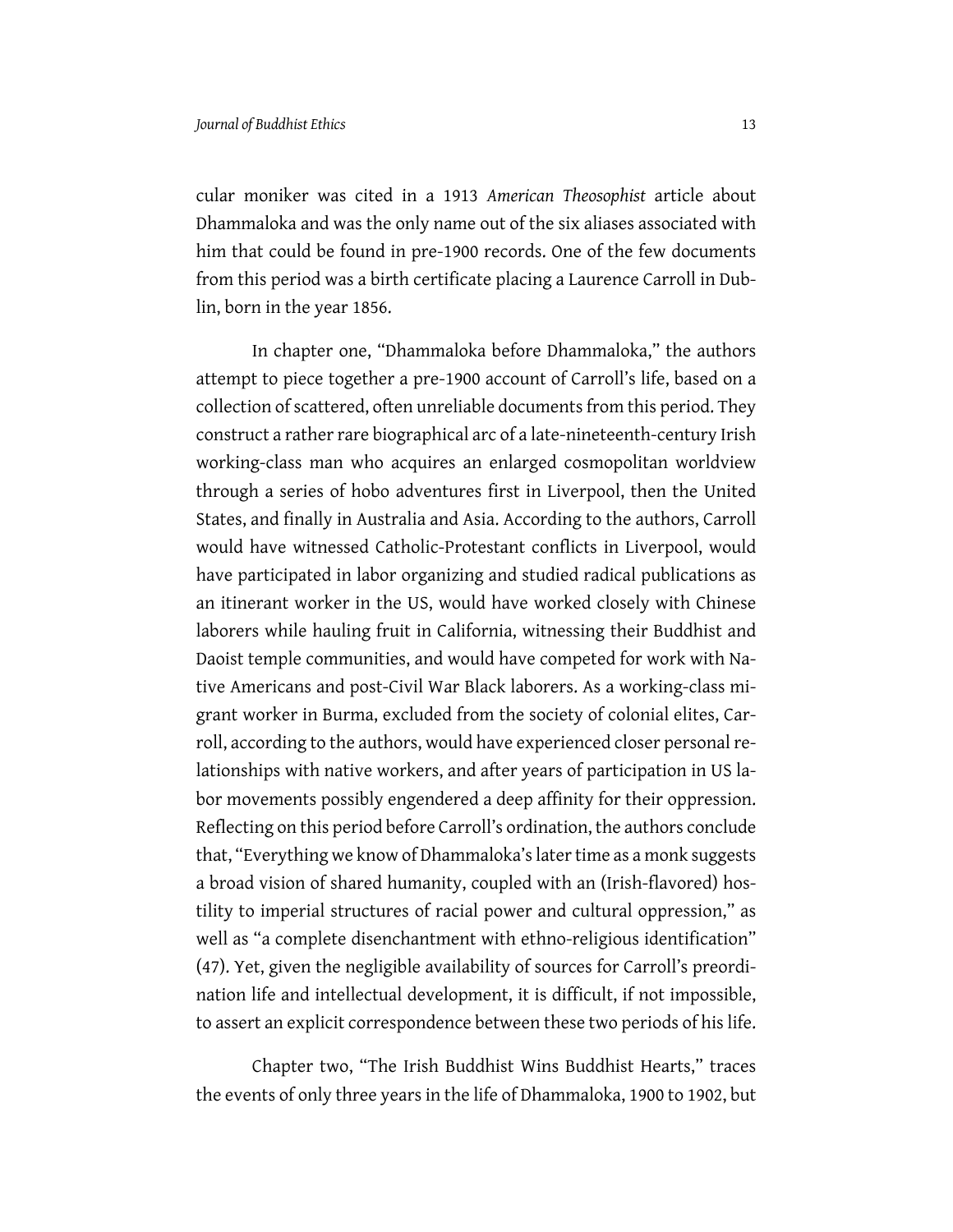cular moniker was cited in a 1913 *American Theosophist* article about Dhammaloka and was the only name out of the six aliases associated with him that could be found in pre-1900 records. One of the few documents from this period was a birth certificate placing a Laurence Carroll in Dublin, born in the year 1856.

In chapter one, "Dhammaloka before Dhammaloka," the authors attempt to piece together a pre-1900 account of Carroll's life, based on a collection of scattered, often unreliable documents from this period. They construct a rather rare biographical arc of a late-nineteenth-century Irish working-class man who acquires an enlarged cosmopolitan worldview through a series of hobo adventures first in Liverpool, then the United States, and finally in Australia and Asia. According to the authors, Carroll would have witnessed Catholic-Protestant conflicts in Liverpool, would have participated in labor organizing and studied radical publications as an itinerant worker in the US, would have worked closely with Chinese laborers while hauling fruit in California, witnessing their Buddhist and Daoist temple communities, and would have competed for work with Native Americans and post-Civil War Black laborers. As a working-class migrant worker in Burma, excluded from the society of colonial elites, Carroll, according to the authors, would have experienced closer personal relationships with native workers, and after years of participation in US labor movements possibly engendered a deep affinity for their oppression. Reflecting on this period before Carroll's ordination, the authors conclude that, "Everything we know of Dhammaloka's later time as a monk suggests a broad vision of shared humanity, coupled with an (Irish-flavored) hostility to imperial structures of racial power and cultural oppression," as well as "a complete disenchantment with ethno-religious identification" (47). Yet, given the negligible availability of sources for Carroll's preordination life and intellectual development, it is difficult, if not impossible, to assert an explicit correspondence between these two periods of his life.

Chapter two, "The Irish Buddhist Wins Buddhist Hearts," traces the events of only three years in the life of Dhammaloka, 1900 to 1902, but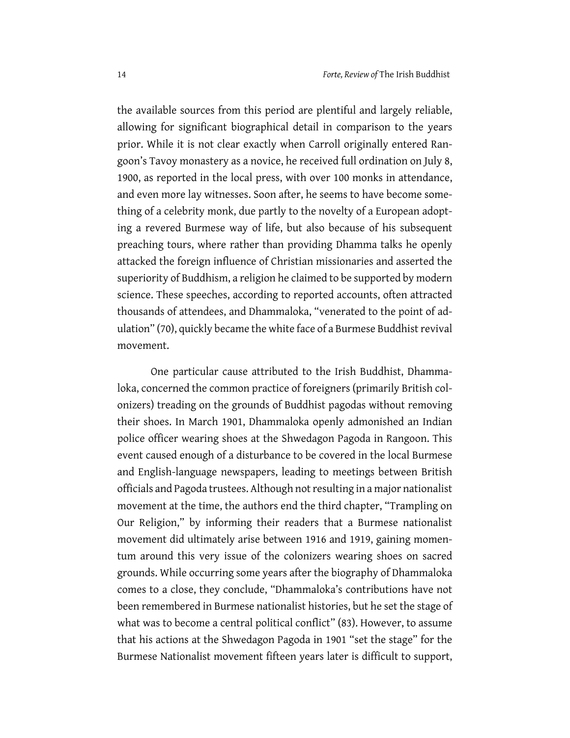the available sources from this period are plentiful and largely reliable, allowing for significant biographical detail in comparison to the years prior. While it is not clear exactly when Carroll originally entered Rangoon's Tavoy monastery as a novice, he received full ordination on July 8, 1900, as reported in the local press, with over 100 monks in attendance, and even more lay witnesses. Soon after, he seems to have become something of a celebrity monk, due partly to the novelty of a European adopting a revered Burmese way of life, but also because of his subsequent preaching tours, where rather than providing Dhamma talks he openly attacked the foreign influence of Christian missionaries and asserted the superiority of Buddhism, a religion he claimed to be supported by modern science. These speeches, according to reported accounts, often attracted thousands of attendees, and Dhammaloka, "venerated to the point of adulation" (70), quickly became the white face of a Burmese Buddhist revival movement.

One particular cause attributed to the Irish Buddhist, Dhammaloka, concerned the common practice of foreigners (primarily British colonizers) treading on the grounds of Buddhist pagodas without removing their shoes. In March 1901, Dhammaloka openly admonished an Indian police officer wearing shoes at the Shwedagon Pagoda in Rangoon. This event caused enough of a disturbance to be covered in the local Burmese and English-language newspapers, leading to meetings between British officials and Pagoda trustees. Although not resulting in a major nationalist movement at the time, the authors end the third chapter, "Trampling on Our Religion," by informing their readers that a Burmese nationalist movement did ultimately arise between 1916 and 1919, gaining momentum around this very issue of the colonizers wearing shoes on sacred grounds. While occurring some years after the biography of Dhammaloka comes to a close, they conclude, "Dhammaloka's contributions have not been remembered in Burmese nationalist histories, but he set the stage of what was to become a central political conflict" (83). However, to assume that his actions at the Shwedagon Pagoda in 1901 "set the stage" for the Burmese Nationalist movement fifteen years later is difficult to support,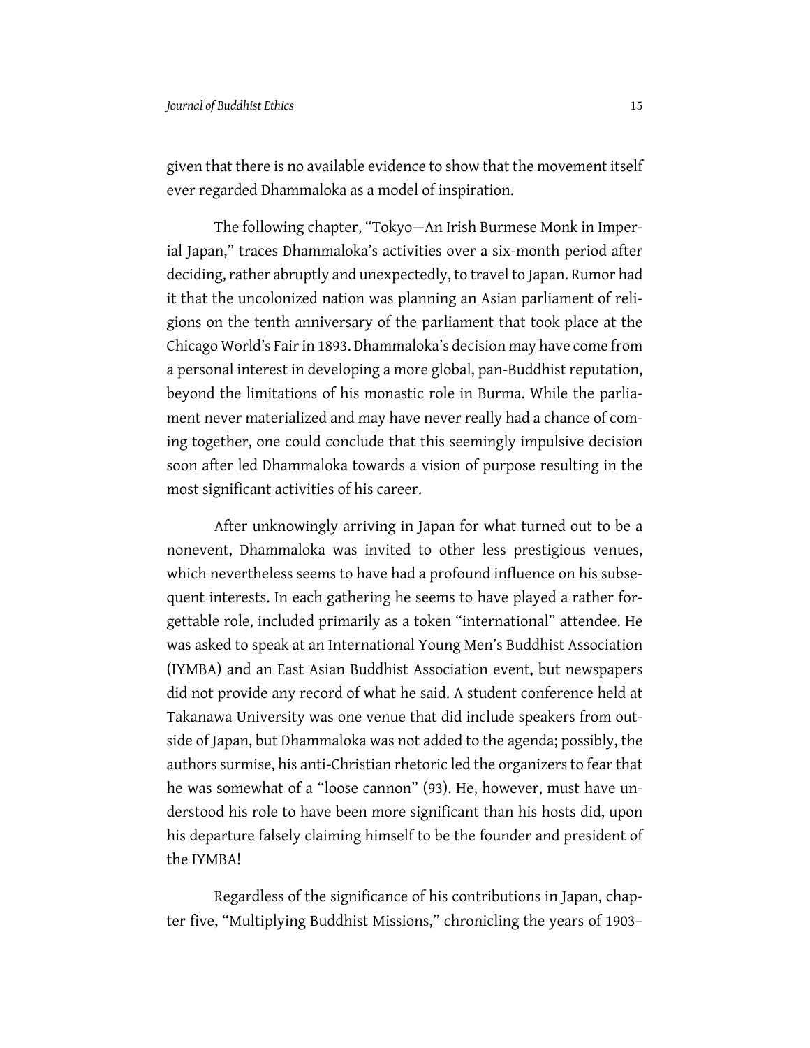given that there is no available evidence to show that the movement itself ever regarded Dhammaloka as a model of inspiration.

The following chapter, "Tokyo—An Irish Burmese Monk in Imperial Japan," traces Dhammaloka's activities over a six-month period after deciding, rather abruptly and unexpectedly, to travel to Japan. Rumor had it that the uncolonized nation was planning an Asian parliament of religions on the tenth anniversary of the parliament that took place at the Chicago World's Fair in 1893. Dhammaloka's decision may have come from a personal interest in developing a more global, pan-Buddhist reputation, beyond the limitations of his monastic role in Burma. While the parliament never materialized and may have never really had a chance of coming together, one could conclude that this seemingly impulsive decision soon after led Dhammaloka towards a vision of purpose resulting in the most significant activities of his career.

After unknowingly arriving in Japan for what turned out to be a nonevent, Dhammaloka was invited to other less prestigious venues, which nevertheless seems to have had a profound influence on his subsequent interests. In each gathering he seems to have played a rather forgettable role, included primarily as a token "international" attendee. He was asked to speak at an International Young Men's Buddhist Association (IYMBA) and an East Asian Buddhist Association event, but newspapers did not provide any record of what he said. A student conference held at Takanawa University was one venue that did include speakers from outside of Japan, but Dhammaloka was not added to the agenda; possibly, the authors surmise, his anti-Christian rhetoric led the organizers to fear that he was somewhat of a "loose cannon" (93). He, however, must have understood his role to have been more significant than his hosts did, upon his departure falsely claiming himself to be the founder and president of the IYMBA!

Regardless of the significance of his contributions in Japan, chapter five, "Multiplying Buddhist Missions," chronicling the years of 1903–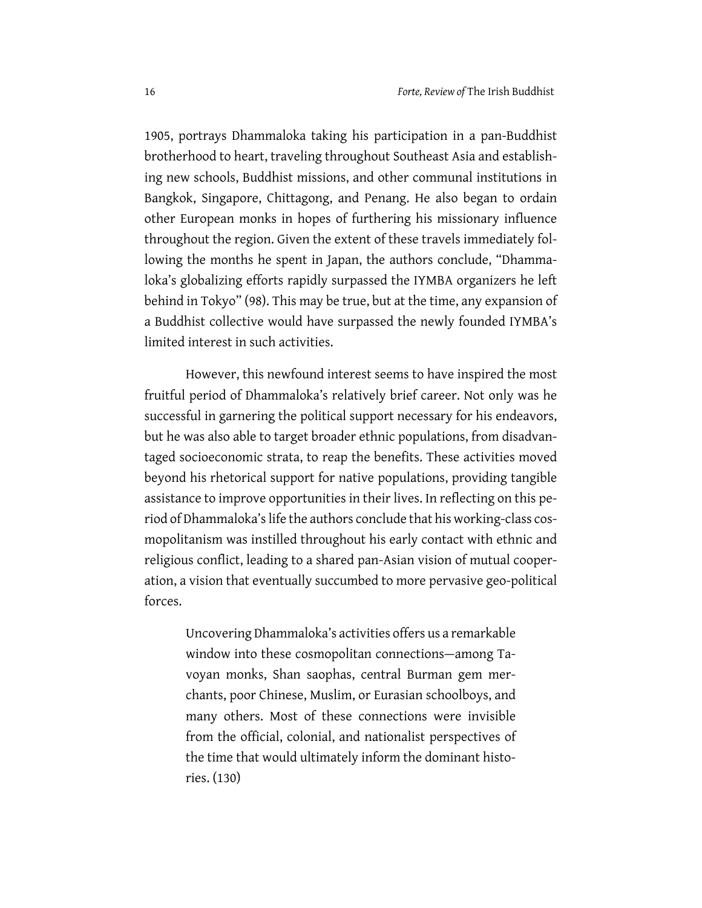1905, portrays Dhammaloka taking his participation in a pan-Buddhist brotherhood to heart, traveling throughout Southeast Asia and establishing new schools, Buddhist missions, and other communal institutions in Bangkok, Singapore, Chittagong, and Penang. He also began to ordain other European monks in hopes of furthering his missionary influence throughout the region. Given the extent of these travels immediately following the months he spent in Japan, the authors conclude, "Dhammaloka's globalizing efforts rapidly surpassed the IYMBA organizers he left behind in Tokyo" (98). This may be true, but at the time, any expansion of a Buddhist collective would have surpassed the newly founded IYMBA's limited interest in such activities.

However, this newfound interest seems to have inspired the most fruitful period of Dhammaloka's relatively brief career. Not only was he successful in garnering the political support necessary for his endeavors, but he was also able to target broader ethnic populations, from disadvantaged socioeconomic strata, to reap the benefits. These activities moved beyond his rhetorical support for native populations, providing tangible assistance to improve opportunities in their lives. In reflecting on this period of Dhammaloka's life the authors conclude that his working-class cosmopolitanism was instilled throughout his early contact with ethnic and religious conflict, leading to a shared pan-Asian vision of mutual cooperation, a vision that eventually succumbed to more pervasive geo-political forces.

> Uncovering Dhammaloka's activities offers us a remarkable window into these cosmopolitan connections—among Tavoyan monks, Shan saophas, central Burman gem merchants, poor Chinese, Muslim, or Eurasian schoolboys, and many others. Most of these connections were invisible from the official, colonial, and nationalist perspectives of the time that would ultimately inform the dominant histories. (130)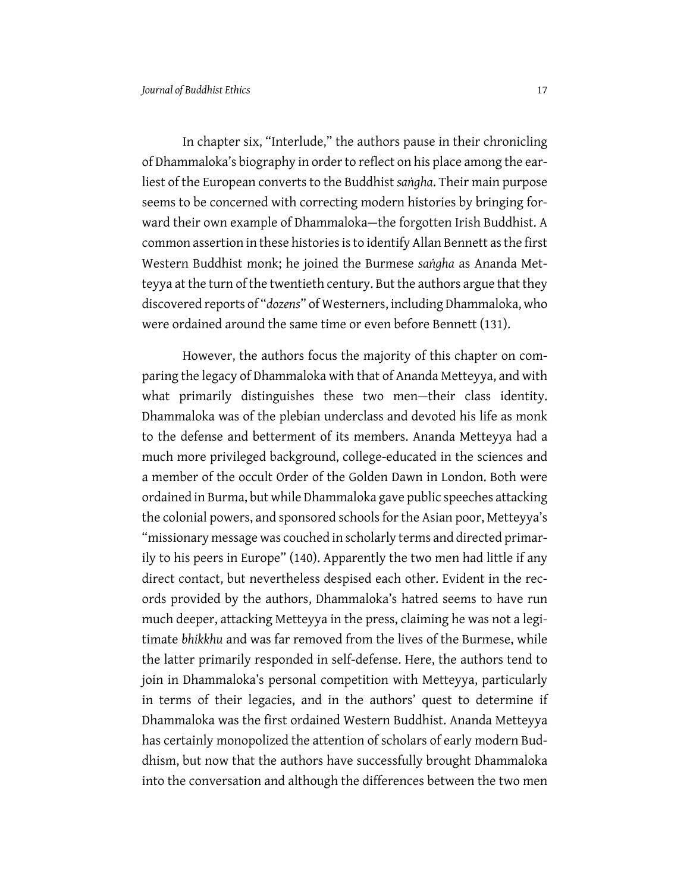In chapter six, "Interlude," the authors pause in their chronicling of Dhammaloka's biography in order to reflect on his place among the earliest of the European converts to the Buddhist *saṅgha*. Their main purpose seems to be concerned with correcting modern histories by bringing forward their own example of Dhammaloka—the forgotten Irish Buddhist. A common assertion in these histories is to identify Allan Bennett as the first Western Buddhist monk; he joined the Burmese *saṅgha* as Ananda Metteyya at the turn of the twentieth century. But the authors argue that they discovered reports of "*dozens*" of Westerners, including Dhammaloka, who were ordained around the same time or even before Bennett (131).

However, the authors focus the majority of this chapter on comparing the legacy of Dhammaloka with that of Ananda Metteyya, and with what primarily distinguishes these two men—their class identity. Dhammaloka was of the plebian underclass and devoted his life as monk to the defense and betterment of its members. Ananda Metteyya had a much more privileged background, college-educated in the sciences and a member of the occult Order of the Golden Dawn in London. Both were ordained in Burma, but while Dhammaloka gave public speeches attacking the colonial powers, and sponsored schools for the Asian poor, Metteyya's "missionary message was couched in scholarly terms and directed primarily to his peers in Europe" (140). Apparently the two men had little if any direct contact, but nevertheless despised each other. Evident in the records provided by the authors, Dhammaloka's hatred seems to have run much deeper, attacking Metteyya in the press, claiming he was not a legitimate *bhikkhu* and was far removed from the lives of the Burmese, while the latter primarily responded in self-defense. Here, the authors tend to join in Dhammaloka's personal competition with Metteyya, particularly in terms of their legacies, and in the authors' quest to determine if Dhammaloka was the first ordained Western Buddhist. Ananda Metteyya has certainly monopolized the attention of scholars of early modern Buddhism, but now that the authors have successfully brought Dhammaloka into the conversation and although the differences between the two men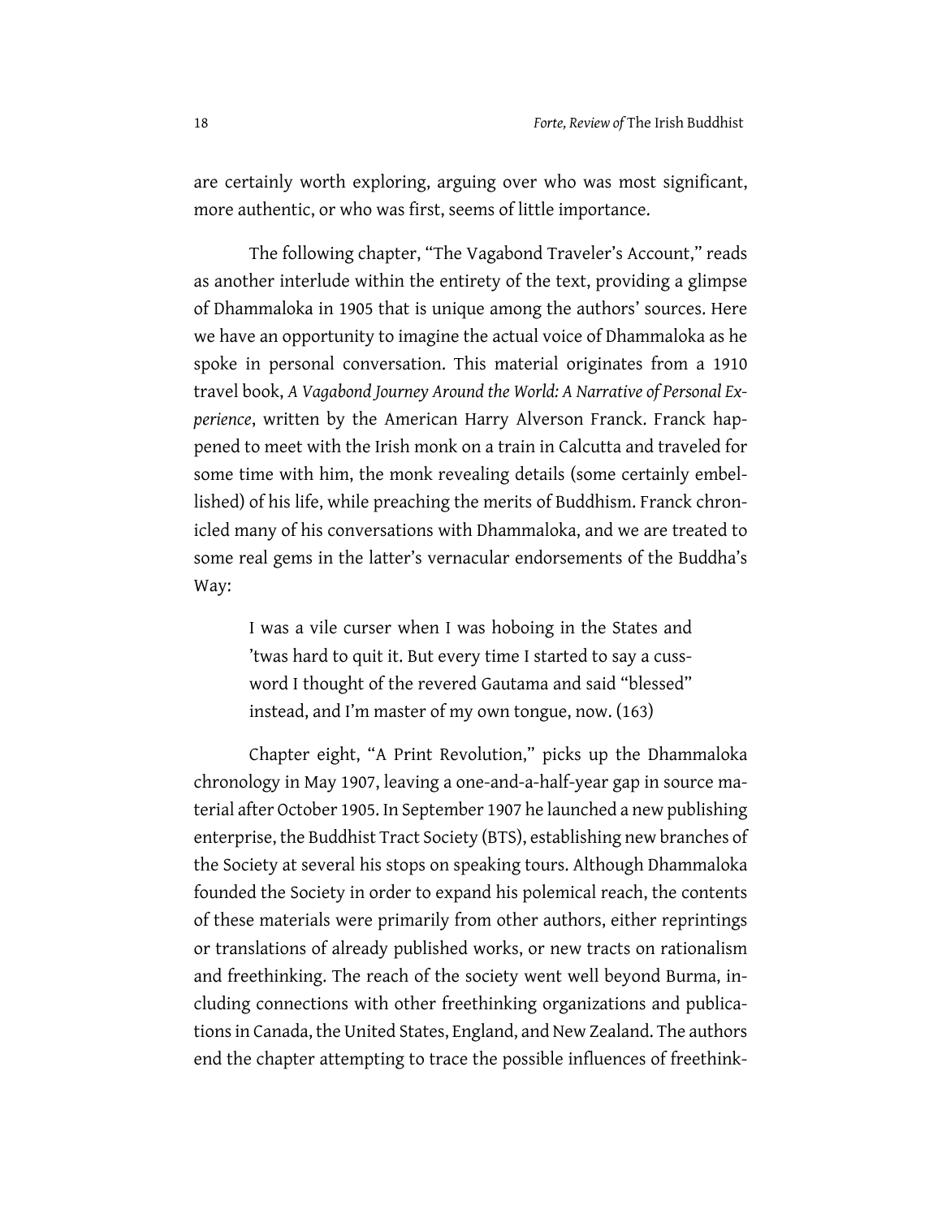are certainly worth exploring, arguing over who was most significant, more authentic, or who was first, seems of little importance.

The following chapter, "The Vagabond Traveler's Account," reads as another interlude within the entirety of the text, providing a glimpse of Dhammaloka in 1905 that is unique among the authors' sources. Here we have an opportunity to imagine the actual voice of Dhammaloka as he spoke in personal conversation. This material originates from a 1910 travel book, *A Vagabond Journey Around the World: A Narrative of Personal Experience*, written by the American Harry Alverson Franck. Franck happened to meet with the Irish monk on a train in Calcutta and traveled for some time with him, the monk revealing details (some certainly embellished) of his life, while preaching the merits of Buddhism. Franck chronicled many of his conversations with Dhammaloka, and we are treated to some real gems in the latter's vernacular endorsements of the Buddha's Way:

> I was a vile curser when I was hoboing in the States and 'twas hard to quit it. But every time I started to say a cuss-word I thought of the revered Gautama and said "blessed" instead, and I'm master of my own tongue, now. (163)

Chapter eight, "A Print Revolution," picks up the Dhammaloka chronology in May 1907, leaving a one-and-a-half-year gap in source material after October 1905. In September 1907 he launched a new publishing enterprise, the Buddhist Tract Society (BTS), establishing new branches of the Society at several his stops on speaking tours. Although Dhammaloka founded the Society in order to expand his polemical reach, the contents of these materials were primarily from other authors, either reprintings or translations of already published works, or new tracts on rationalism and freethinking. The reach of the society went well beyond Burma, including connections with other freethinking organizations and publications in Canada, the United States, England, and New Zealand. The authors end the chapter attempting to trace the possible influences of freethink-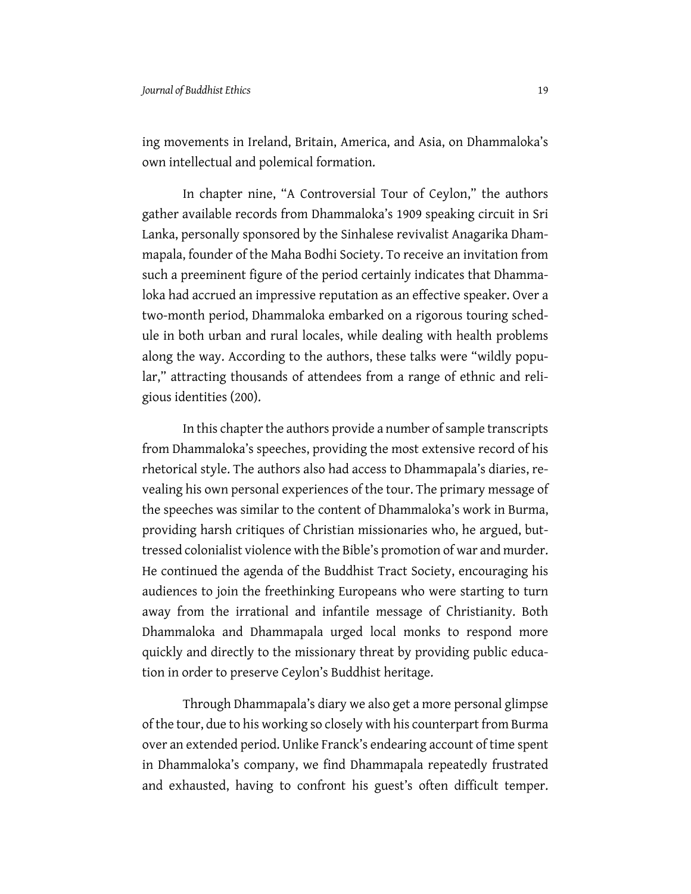ing movements in Ireland, Britain, America, and Asia, on Dhammaloka's own intellectual and polemical formation.

In chapter nine, "A Controversial Tour of Ceylon," the authors gather available records from Dhammaloka's 1909 speaking circuit in Sri Lanka, personally sponsored by the Sinhalese revivalist Anagarika Dhammapala, founder of the Maha Bodhi Society. To receive an invitation from such a preeminent figure of the period certainly indicates that Dhammaloka had accrued an impressive reputation as an effective speaker. Over a two-month period, Dhammaloka embarked on a rigorous touring schedule in both urban and rural locales, while dealing with health problems along the way. According to the authors, these talks were "wildly popular," attracting thousands of attendees from a range of ethnic and religious identities (200).

In this chapter the authors provide a number of sample transcripts from Dhammaloka's speeches, providing the most extensive record of his rhetorical style. The authors also had access to Dhammapala's diaries, revealing his own personal experiences of the tour. The primary message of the speeches was similar to the content of Dhammaloka's work in Burma, providing harsh critiques of Christian missionaries who, he argued, buttressed colonialist violence with the Bible's promotion of war and murder. He continued the agenda of the Buddhist Tract Society, encouraging his audiences to join the freethinking Europeans who were starting to turn away from the irrational and infantile message of Christianity. Both Dhammaloka and Dhammapala urged local monks to respond more quickly and directly to the missionary threat by providing public education in order to preserve Ceylon's Buddhist heritage.

Through Dhammapala's diary we also get a more personal glimpse of the tour, due to his working so closely with his counterpart from Burma over an extended period. Unlike Franck's endearing account of time spent in Dhammaloka's company, we find Dhammapala repeatedly frustrated and exhausted, having to confront his guest's often difficult temper.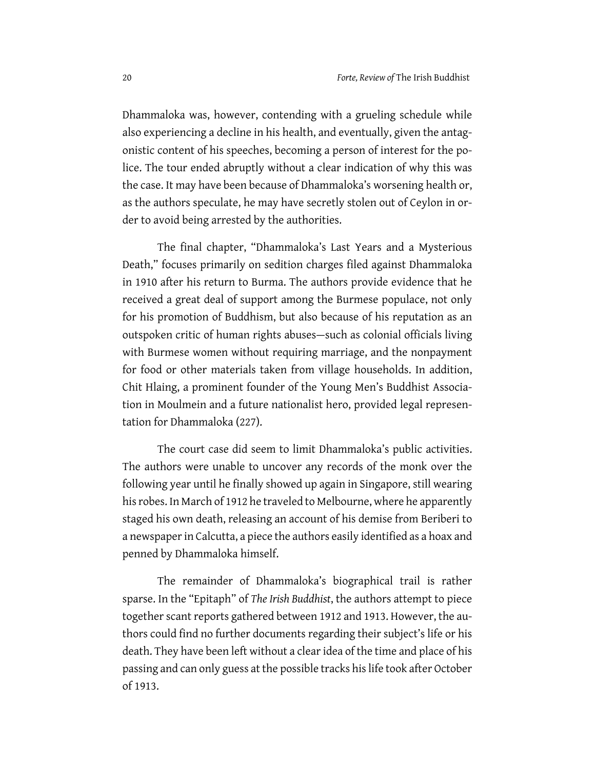Dhammaloka was, however, contending with a grueling schedule while also experiencing a decline in his health, and eventually, given the antagonistic content of his speeches, becoming a person of interest for the police. The tour ended abruptly without a clear indication of why this was the case. It may have been because of Dhammaloka's worsening health or, as the authors speculate, he may have secretly stolen out of Ceylon in order to avoid being arrested by the authorities.

The final chapter, "Dhammaloka's Last Years and a Mysterious Death," focuses primarily on sedition charges filed against Dhammaloka in 1910 after his return to Burma. The authors provide evidence that he received a great deal of support among the Burmese populace, not only for his promotion of Buddhism, but also because of his reputation as an outspoken critic of human rights abuses—such as colonial officials living with Burmese women without requiring marriage, and the nonpayment for food or other materials taken from village households. In addition, Chit Hlaing, a prominent founder of the Young Men's Buddhist Association in Moulmein and a future nationalist hero, provided legal representation for Dhammaloka (227).

The court case did seem to limit Dhammaloka's public activities. The authors were unable to uncover any records of the monk over the following year until he finally showed up again in Singapore, still wearing his robes. In March of 1912 he traveled to Melbourne, where he apparently staged his own death, releasing an account of his demise from Beriberi to a newspaper in Calcutta, a piece the authors easily identified as a hoax and penned by Dhammaloka himself.

The remainder of Dhammaloka's biographical trail is rather sparse. In the "Epitaph" of *The Irish Buddhist*, the authors attempt to piece together scant reports gathered between 1912 and 1913. However, the authors could find no further documents regarding their subject's life or his death. They have been left without a clear idea of the time and place of his passing and can only guess at the possible tracks his life took after October of 1913.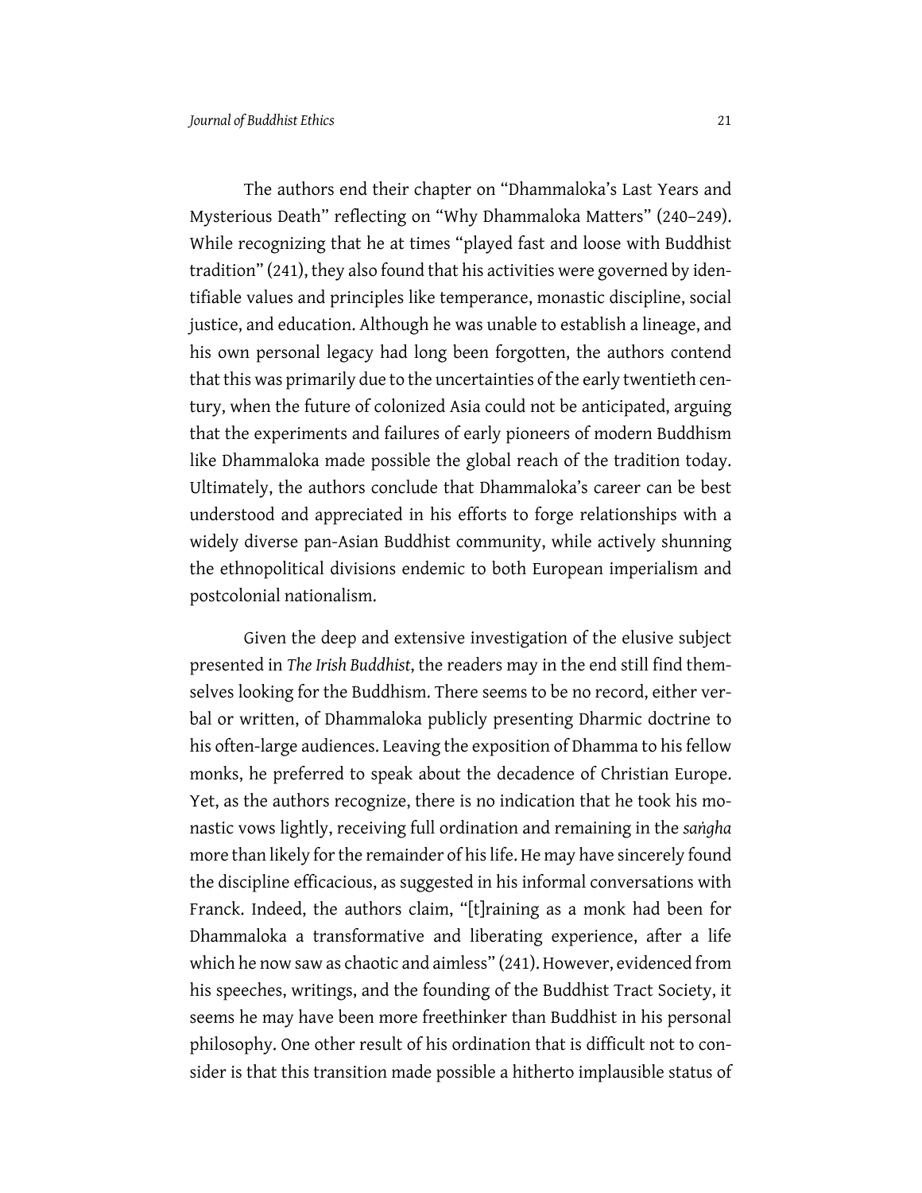The authors end their chapter on "Dhammaloka's Last Years and Mysterious Death" reflecting on "Why Dhammaloka Matters" (240–249). While recognizing that he at times "played fast and loose with Buddhist tradition" (241), they also found that his activities were governed by identifiable values and principles like temperance, monastic discipline, social justice, and education. Although he was unable to establish a lineage, and his own personal legacy had long been forgotten, the authors contend that this was primarily due to the uncertainties of the early twentieth century, when the future of colonized Asia could not be anticipated, arguing that the experiments and failures of early pioneers of modern Buddhism like Dhammaloka made possible the global reach of the tradition today. Ultimately, the authors conclude that Dhammaloka's career can be best understood and appreciated in his efforts to forge relationships with a widely diverse pan-Asian Buddhist community, while actively shunning the ethnopolitical divisions endemic to both European imperialism and postcolonial nationalism.

Given the deep and extensive investigation of the elusive subject presented in *The Irish Buddhist*, the readers may in the end still find themselves looking for the Buddhism. There seems to be no record, either verbal or written, of Dhammaloka publicly presenting Dharmic doctrine to his often-large audiences. Leaving the exposition of Dhamma to his fellow monks, he preferred to speak about the decadence of Christian Europe. Yet, as the authors recognize, there is no indication that he took his monastic vows lightly, receiving full ordination and remaining in the *saṅgha* more than likely for the remainder of his life. He may have sincerely found the discipline efficacious, as suggested in his informal conversations with Franck. Indeed, the authors claim, "[t]raining as a monk had been for Dhammaloka a transformative and liberating experience, after a life which he now saw as chaotic and aimless" (241). However, evidenced from his speeches, writings, and the founding of the Buddhist Tract Society, it seems he may have been more freethinker than Buddhist in his personal philosophy. One other result of his ordination that is difficult not to consider is that this transition made possible a hitherto implausible status of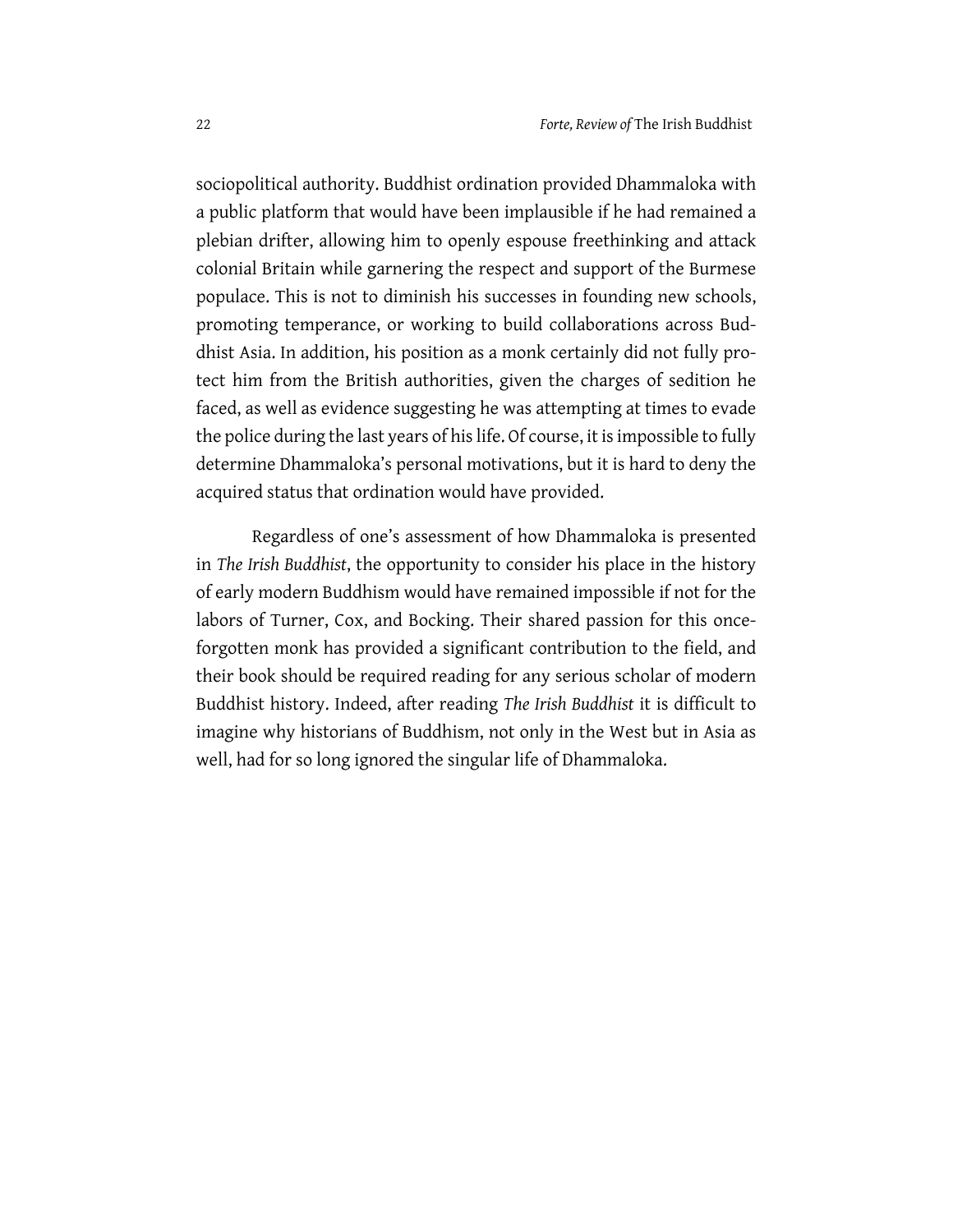sociopolitical authority. Buddhist ordination provided Dhammaloka with a public platform that would have been implausible if he had remained a plebian drifter, allowing him to openly espouse freethinking and attack colonial Britain while garnering the respect and support of the Burmese populace. This is not to diminish his successes in founding new schools, promoting temperance, or working to build collaborations across Buddhist Asia. In addition, his position as a monk certainly did not fully protect him from the British authorities, given the charges of sedition he faced, as well as evidence suggesting he was attempting at times to evade the police during the last years of his life. Of course, it is impossible to fully determine Dhammaloka's personal motivations, but it is hard to deny the acquired status that ordination would have provided.

Regardless of one's assessment of how Dhammaloka is presented in *The Irish Buddhist*, the opportunity to consider his place in the history of early modern Buddhism would have remained impossible if not for the labors of Turner, Cox, and Bocking. Their shared passion for this once-forgotten monk has provided a significant contribution to the field, and their book should be required reading for any serious scholar of modern Buddhist history. Indeed, after reading *The Irish Buddhist* it is difficult to imagine why historians of Buddhism, not only in the West but in Asia as well, had for so long ignored the singular life of Dhammaloka.